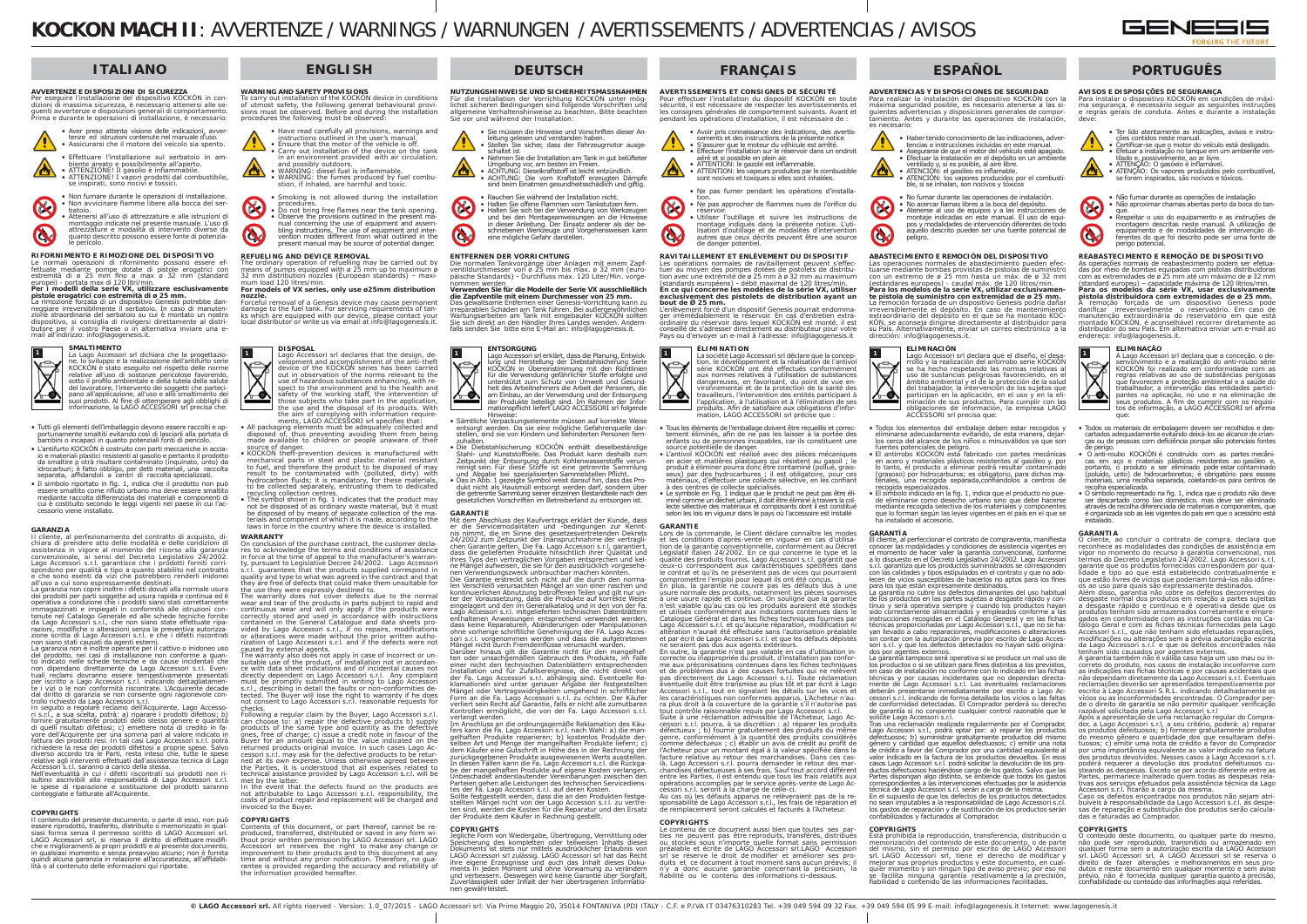# KOCKON MACH II: AVVERTENZE / WARNINGS / WARNUNGEN / AVERTISSEMENTS / ADVERTENCIAS / AVISOS

## ITALIANO

### AVVERTENZE E DISPOSIZIONI DI SICUREZZA

Per eseguire l'installazione del dispositivo KOCKÓN in condizioni di massima sicurezza, è necessario attenersi alle seguenti avvertenze e disposizioni generali di comportamento. Prima e durante le operazioni di installazione, è necessario:

- Aver preso attenta visione delle indicazioni, avvertenze e istruzioni contenute nel manuale d'uso.
- Assicurarsi che il motore del veicolo sia spento.
- Effettuare l'installazione sul serbatoio in ambiente areato e possibilmente all'aperto.
- ATTENZIONE! Il gasolio è infiammabile.
- ATTENZIONE! I vapori prodotti dal combustibile, se inspirati, sono nocivi e tossici.
- Non fumare durante le operazioni di installazione.
- Non avvicinare fiamme libere alla bocca del serbatoio.
- Attenersi all'uso di attrezzature e alle istruzioni di montaggio indicate nel presente manuale. L'uso di attrezzature e modalità di intervento diverse da quanto descritto possono essere fonte di potenziale pericolo.

### RIFORNIMENTO E RIMOZIONE DEL DISPOSITIVO

Le normali operazioni di rifornimento possono essere effettuate mediante pompe dotate di pistole erogatrici con estremità di ø 25 mm fino a max ø 32 mm (standard europei) - portata max di 120 litri/min.

**Per i modelli della serie VX, utilizzare esclusivamente pistole erogatrici con estremità di ø 25 mm.**

La rimozione forzata di un dispositivo Genesis potrebbe danneggiare irreversibilmente il serbatoio. In caso di manutenzione straordinaria del serbatoio su cui è montato un nostro dispositivo, si consiglia di rivolgersi direttamente al distributore per il vostro Paese o in alternativa inviare una e-mail all'indirizzo: info@lagogenesis.it.

### SMALTIMENTO

La Lago Accessori srl dichiara che la progettazione, lo sviluppo e la realizzazione dell'antifurto serie KOCKÓN è stato eseguito nel rispetto delle norme relative all'uso di sostanze pericolose favorendo, sotto il profilo ambientale e della tutela della salute del lavoratore, l'intervento dei soggetti che partecipano all'applicazione, all'uso e allo smaltimento dei suoi prodotti. Al fine di ottemperare agli obblighi di informazione, la LAGO ACCESSORI srl precisa che:

- Tutti gli elementi dell'imballaggio devono essere raccolti e opportunamente smaltiti evitando così di lasciarli alla portata di bambini o incapaci in quanto potenziali fonti di pericolo.
- L'antifurto KOCKÓN è costruito con parti meccaniche in acciaio e materiali plastici resistenti al gasolio e pertanto il prodotto da smaltire è da ritenersi contaminato (inquinato, unto) da idrocarburi; è fatto obbligo, per detti materiali, una raccolta separata, affidandoli a centri di raccolta specializzati.
- Il simbolo riportato in fig. 1, indica che il prodotto non può essere smaltito come rifiuto urbano ma deve essere smaltito mediante raccolta differenziata dei materiali e componenti di cui è costituito secondo le leggi vigenti nel paese in cui l'accessorio viene installato.

### GARANZIA

Il cliente, al perfezionamento del contratto di acquisto, dichiara di prendere atto delle modalità e delle condizioni di assistenza in vigore al momento del ricorso alla garanzia convenzionale, ai sensi del Decreto Legislativo 24/2002. Lago Accessori s.r.l. garantisce che i prodotti forniti corrispondono per qualità e tipo a quanto stabilito nel contratto e che sono esenti da vizi che potrebbero renderli inidonei all'uso a cui sono espressamente destinati.

La garanzia non copre inoltre i difetti dovuti alla normale usura dei prodotti per parti soggette ad usura rapida e continua ed è operativa a condizione che i prodotti siano stati correttamente immagazzinati e impiegati in conformità alle istruzioni contenute nel Catalogo Generale ed alle schede tecniche fornite da Lago Accessori s.r.l., che non siano state effettuate riparazioni, modifiche o alterazioni senza la preventiva autorizzazione scritta di Lago Accessori s.r.l. e che i difetti riscontrati non siano stati causati da agenti esterni.

La garanzia non è inoltre operante per il cattivo o inidoneo uso del prodotto, nei casi di installazione non conforme a quanto indicato nelle schede tecniche e da cause incidentali che non dipendano direttamente da Lago Accessori s.r.l. Eventuali reclami dovranno essere tempestivamente presentati per iscritto a Lago Accessori s.r.l. indicando dettagliatamente i vizi o le non conformità riscontrate. L'Acquirente decade dal diritto di garanzia se non consente ogni ragionevole controllo richiesto da Lago Accessori s.r.l.

In seguito a regolare reclamo dell'Acquirente, Lago Accessori s.r.l. a sua scelta, potrà: a) riparare i prodotti difettosi; b) fornire gratuitamente prodotti dello stesso genere e quantità di quelli risultati difettosi; c) emettere nota di credito in favore dell'Acquirente per una somma pari al valore indicato in fattura dei prodotti resi. In tali casi Lago Accessori s.r.l. potrà richiedere la resa dei prodotti difettosi a proprie spese. Salvo diverso accordo tra le Parti, resta inteso che, tutte le spese relative agli interventi effettuati dall'assistenza tecnica di Lago Accessori s.r.l. saranno a carico della stessa.

Nell'eventualità in cui i difetti riscontrati sui prodotti non risultino ascrivibili alla responsabilità di Lago Accessori s.r.l. le spese di riparazione e sostituzione dei prodotti saranno conteggiate e fatturate all'Acquirente.

### COPYRIGHTS

Il contenuto del presente documento, o parte di esso, non può essere riprodotto, trasferito, distribuito o memorizzato in qualsiasi forma senza il permesso scritto di LAGO Accessori srl. LAGO Accessori srl, si riserva il diritto di effettuare modifiche e miglioramenti ai propri prodotti e al presente documento, in qualsiasi momento e senza preavviso alcuno; non è fornita quindi alcuna garanzia in relazione all'accuratezza, all'affidabilità o al contenuto delle informazioni qui riportate.

## ENGLISH

### WARNING AND SAFETY PROVISIONS

To carry out installation of the KOCKÓN device in conditions of utmost safety, the following general behavioral provisions must be observed. Before and during the installation procedures the following must be observed:

- Have read carefully all provisions, warnings and instructions outlined in the user's manual.
- Ensure that the motor of the vehicle is off.
- Carry out installation of the device on the tank in an environment provided with air circulation, and possibly outdoors.
- WARNING: diesel fuel is inflammable.
- WARNING: the fumes produced by fuel combustion, if inhaled, are harmful and toxic.
- Smoking is not allowed during the installation procedures.
- Do not bring free flames near the tank opening.
- Observe the provisions outlined in the present manual concerning the use of equipment and assembling instructions. The use of equipment and intervention modes different from what outlined in the present manual may be source of potential danger.

### REFUELING AND DEVICE REMOVAL

The ordinary operation of refuelling may be carried out by means of pumps equipped with a 25 mm up to maximum ø 32 mm distribution nozzles (European standards) – maximum load 120 litres/min.

**For models of VX series, only use ø25mm distribution nozzle.**

Forceful removal of a Genesis device may cause permanent damage to the fuel tank. For servicing requirements of tanks which are equipped with our device, please contact your local distributor or write us via email at info@lagogenesis.it.

### DISPOSAL

Lago Accessori srl declares that the design, development and accomplishment of the anti-theft device of the KOCKÓN series has been carried out in observation of the norms relevant to the use of hazardous substances enhancing, with respect to the environment and to the health and safety of the working staff, the intervention of those subjects who take part in the application, the use and the disposal of its products. With the aim of complying with information requirements, LAGO ACCESSORI srl specifies that:

- All packaging elements must be adequately collected and disposed of, thus preventing avoiding them from being made available to children or people unaware of their source of danger.
- KOCKÓN theft-prevention devices is manufactured with mechanical parts in steel and plastic material resistant to fuel, and therefore the product to be disposed of may result to be contaminated with (polluted, dirty) with hydrocarbon fluids; it is mandatory, for these materials, to be collected separately, entrusting them to dedicated recycling collection centres.
- The symbol shown in fig. 1 indicates that the product may not be disposed of as ordinary waste material, but it must be disposed of by means of separate collection of the materials and component of which it is made, according to the laws in force in the country where the device is installed.

### WARRANTY

On conclusion of the purchase contract, the customer declares to acknowledge the terms and conditions of assistance in force at the time of appeal to the manufacturer's warranty, pursuant to Legislative Decree 24/2002. Lago Accessori s.r.l. guarantees that the products supplied correspond in quality and type to what was agreed in the contract and that they are free of defects that could make them unsuitable for the use they were expressly destined to.

The warranty does not cover defects due to the normal wear and tear of the products in parts subject to rapid and continuous wear and will only apply if the products were correctly stored and used in accordance with instructions contained in the General Catalogue and data sheets provided by Lago Accessori s.r.l., if no repairs, modifications or alterations were made without the prior written authorization of Lago Accessori s.r.l. and if the defects were not caused by external agents.

The warranty also does not apply in case of incorrect or unsuitable use of the product, of installation not in accordance with data sheet indications and of incidental causes not directly dependent on Lago Accessori s.r.l. Any complaint must be promptly submitted in writing to Lago Accessori s.r.l., describing in detail the faults or non-conformities detected. The Buyer will lose the right to warranty if he does not consent to Lago Accessori s.r.l. reasonable requests for checks.

Following a regular claim by the Buyer, Lago Accessori s.r.l. can choose to: a) repair the defective products b) supply products of the same type and quantity as the defective ones, free of charge; c) issue a credit note in favour of the Buyer for an amount equal to the value indicated on the returned products original invoice. In such cases Lago Accessori s.r.l. may ask for the defective products to be returned at its own expense. Unless otherwise agreed between the Parties, it is understood that all expenses related to technical assistance provided by Lago Accessori s.r.l. will be met by the latter.

In the event that the defects found on the products are not attributable to Lago Accessori s.r.l. responsibility, the costs of product repair and replacement will be charged and invoiced to the Buyer.

### COPYRIGHTS

Contents of this document, or part thereof, cannot be reproduced, transferred, distributed or saved in any form without prior written permission by LAGO Accessori srl. LAGO Accessori srl, reserves the right to make any change or improvement to their products and to this document at any time and without any prior notification. Therefore, no guarantee is provided regarding the accuracy and reliability of the information provided hereafter.

## DEUTSCH

### NUTZUNGSHINWEISE UND SICHERHEITSMASSNAHMEN

Für die Installation der Vorrichtung KOCKÓN unter möglichst sicheren Bedingungen sind folgende Vorschriften und allgemeine Verhaltenshinweise zu beachten. Bitte beachten Sie vor und während der Installation:

- Sie müssen die Hinweise und Vorschriften dieser Anleitung gelesen und verstanden haben.
- Stellen Sie sicher, dass der Fahrzeugmotor ausgeschaltet ist.
- Nehmen Sie die Installation am Tank in gut belüfteter Umgebung vor, am besten im Freien.
- ACHTUNG: Dieselkraftstoff ist leicht entzündlich.
- ACHTUNG: Die vom Kraftstoff erzeugten Dämpfe sind beim Einatmen gesundheitsschädlich und giftig.
- Rauchen Sie während der Installation nicht.
- Halten Sie offene Flammen vom Tankstutzen fern.
- Halten Sie sich bei der Verwendung von Werkzeugen und bei den Montageanweisungen an die Hinweise in dieser Anleitung. Der Einsatz anderer als der beschriebenen Werkzeuge und Vorgehensweisen kann eine mögliche Gefahr darstellen.

### ENTFERNEN DER VORRICHTUNG

Die normalen Tankvorgänge über Anlagen mit einem Zapfventildurchmesser von ø 25 mm bis max. ø 32 mm (europäische Standards) - Durchfluss max. 120 Liter/Min. vorgenommen werden.

**Verwenden Sie für die Modelle der Serie VX ausschließlich die Zapfventile mit einem Durchmesser von 25 mm.**

Das gewaltsame Entfernen einer Genesis-Vorrichtung kann zu irreparablen Schäden am Tank führen. Bei außergewöhnlichen Wartungsarbeiten am Tank mit eingebauter KOCKÓN sollten Sie sich direkt an den Händler Ihres Landes wenden. Andernfalls senden Sie bitte eine E-Mail an: info@lagogenesis.it.

### ENTSORGUNG

Lago Accessori srl erklärt, dass die Planung, Entwicklung und Herstellung der Diebstahlsicherung Serie KOCKÓN in Übereinstimmung mit den Richtlinien für die Verwendung gefährlicher Stoffe erfolgte und unterstützt zum Schutz von Umwelt und Gesundheit des Arbeitnehmers die Arbeit der Personen, die am Einbau, an der Verwendung und der Entsorgung der Produkte beteiligt sind. Im Rahmen der Informationspflicht liefert LAGO ACCESSORI srl folgende Hinweise:

- Sämtliche Verpackungselemente müssen auf korrekte Weise entsorgt werden. Da sie eine mögliche Gefahrenquelle darstellen, sind sie von Kindern und behinderten Personen fernzuhalten.
- Die Diebstahlsicherung KOCKÓN enthält dieselbeständige Stahl- und Kunststoffteile. Das Produkt kann deshalb zum Zeitpunkt der Entsorgung durch Kohlenwasserstoffe verunreinigt sein. Für diese Stoffe ist eine getrennte Sammlung und Abgabe bei spezialisierten Sammelstellen Pflicht.
- Das in Abb. 1 gezeigte Symbol weist darauf hin, dass das Produkt nicht als Hausmüll entsorgt werden darf, sondern über die getrennte Sammlung seiner einzelnen Bestandteile nach den gesetzlichen Vorschriften im Betreiberland zu entsorgen ist.

### GARANTIE

Mit dem Abschluss des Kaufvertrags erklärt der Kunde, dass er die Servicemodalitäten und -bedingungen zur Kenntnis nimmt, die im Sinne des gesetzesvertretenden Dekrets 24/2002 zum Zeitpunkt der Inanspruchnahme der vertraglichen Garantie gelten. Die Fa. Lago Accessori s.r.l. garantiert, dass die gelieferten Produkte hinsichtlich ihrer Qualität und ihres Typs den vertraglichen Vorgaben entsprechen und keine Mängel aufweisen, die sie für den ausdrücklich vorgesehenen Verwendungszweck unbrauchbar machen könnten.

Die Garantie erstreckt sich nicht auf die durch den normalen Verschleiß verursachten Mängel an von einer raschen und kontinuierlichen Abnutzung betroffenen Teilen und gilt nur unter der Voraussetzung, dass die Produkte auf korrekte Weise eingelagert und den im Generalkatalog und in den von der Fa. Lago Accessori s.r.l. mitgelieferten technischen Datenblättern enthaltenen Anweisungen entsprechend verwendet wurden, dass keine Reparaturen, Abänderungen oder Manipulationen ohne vorherige schriftliche Genehmigung der Fa. Lago Accessori s.r.l. vorgenommen wurden und dass die aufgetretenen Mängel nicht durch Fremdeinflüsse verursacht wurden.

Darüber hinaus gilt die Garantie nicht für den mangelhaften oder unsachgemäßen Gebrauch des Produkts, im Falle einer nicht den technischen Datenblättern entsprechenden Installation und für Zufallsereignisse, die nicht direkt von der Fa. Lago Accessori s.r.l. abhängig sind. Eventuelle Reklamationen sind unter genauer Angabe der festgestellten Mängel oder Vertragswidrigkeiten umgehend in schriftlicher Form an die Fa. Lago Accessori s.r.l. zu richten. Der Käufer verliert sein Recht auf Garantie, falls er nicht alle zumutbaren Kontrollen ermöglicht, die von der Fa. Lago Accessori s.r.l. verlangt werden.

Im Anschluss an die ordnungsgemäße Reklamation des Käufers kann die Fa. Lago Accessori s.r.l. nach Wahl: a) die mangelhaften Produkte reparieren; b) kostenlos Produkte derselben Art und Menge der mangelhaften Produkte liefern; c) dem Käufer eine Gutschrift in Höhe des in der Rechnung der zurückgegebenen Produkte ausgewiesenen Werts ausstellen. In diesen Fällen kann die Fa. Lago Accessori s.r.l. die Rückgabe der mangelhaften Produkte auf eigene Kosten verlangen. Unbeschadet anderslautender Vereinbarungen zwischen den Parteien gehen alle Leistungen des technischen Servicedienstes der Fa. Lago Accessori s.r.l. auf deren Kosten.

Sollte festgestellt werden, dass die an den Produkten festgestellten Mängel nicht von der Lago Accessori s.r.l. zu vertreten sind, werden die Kosten für die Reparatur und den Ersatz der Produkte dem Käufer in Rechnung gestellt.

### COPYRIGHTS

Jegliche Form von Wiedergabe, Übertragung, Vermittlung oder Speicherung des kompletten oder teilweisen Inhalts dieses Dokuments ist stets nur mittels ausdrücklicher Erlaubnis von LAGO Accessori srl zulässig. LAGO Accessori srl hat das Recht ihre eigene Erzeugnisse und auch das Inhalt dieses Dokuments in jeden Moment und ohne Vorwarnung zu verändern und verbessern. Deswegen wird keine Garantie über Sorgfalt, Zuverlässigkeit oder Inhalt der hier übertragenen Informationen gewährleistet.

## FRANÇAIS

### AVERTISSEMENTS ET CONSIGNES DE SÉCURITÉ

Pour effectuer l'installation du dispositif KOCKÓN en toute sécurité, il est nécessaire de respecter les avertissements et les consignes générales de comportement suivants. Avant et pendant les opérations d'installation, il est nécessaire de :

- Avoir pris connaissance des indications, des avertissements et des instructions de la présente notice
- S'assurer que le moteur du véhicule est arrêté.
- Effectuer l'installation sur le réservoir dans un endroit aéré et si possible en plein air.
- ATTENTION: le gazole est inflammable.
- ATTENTION: les vapeurs produites par le combustible sont nocives et toxiques si elles sont inhalées.
- Ne pas fumer pendant les opérations d'installation.
- Ne pas approcher de flammes nues de l'orifice du réservoir.
- Utiliser l'outillage et suivre les instructions de montage indiqués dans la présente notice. L'utilisation d'outillage et de modalités d'intervention autres que ceux décrits peuvent être une source de danger potentiel.

### RAVITAILLEMENT ET ENLÈVEMENT DU DISPOSITIF

Les opérations normales de ravitaillement peuvent s'effectuer au moyen des pompes dotées de pistolets de distribution avec une extrémité de ø 25 mm à ø 32 mm au maximum (standards européens) - débit maximal de 120 litres/min.

**En ce qui concerne les modèles de la série VX, utiliser exclusivement des pistolets de distribution ayant un bout de ø 25 mm.**

L'enlèvement forcé d'un dispositif Genesis pourrait endommager irrémédiablement le réservoir. En cas d'entretien extraordinaire du réservoir dans lequel KOCKÓN est monté, il est conseillé de s'adresser directement au distributeur pour votre Pays ou d'envoyer un e-mail à l'adresse: info@lagogenesis.it

### ÉLIMINATION

La société Lago Accessori srl déclare que la conception, le développement et la réalisation de l'antivol série KOCKÓN ont été effectués conformément aux normes relatives à l'utilisation de substances dangereuses, en favorisant, du point de vue environnemental et de la protection de la santé des travailleurs, l'intervention des entités participant à l'application, à l'utilisation et à l'élimination de ses produits. Afin de satisfaire aux obligations d'information, LAGO ACCESSORI srl précise que :

- Tous les éléments de l'emballage doivent être recueillis et correctement éliminés, afin de ne pas les laisser à la portée des enfants ou de personnes incapables, car ils constituent une source potentielle de danger.
- L'antivol KOCKÓN est réalisé avec des pièces mécaniques en acier et matières plastiques qui résistent au gasoil ; le produit à éliminer pourra donc être contaminé (pollué, graisseux) par des hydrocarbures ; il est obligatoire, pour ces matériaux, d'effectuer une collecte sélective, en les confiant à des centres de collecte spécialisés.
- Le symbole en Fig. 1 indique que le produit ne peut pas être éliminé comme un déchet urbain, il doit être éliminé à travers la collecte sélective des matériaux et composants dont il est constitué selon les lois en vigueur dans le pays où l'accessoire est installé

### GARANTIE

Lors de la commande, le Client déclare connaître les modes et les conditions d'après-vente en vigueur en cas d'utilisation de la garantie conventionnelle, conformément au Décret Législatif italien 24/2002. En ce qui concerne le type et la qualité des produits fournis, Lago Accessori s.r.l. garantit que ceux-ci correspondent aux caractéristiques spécifiées dans le contrat et qu'ils ne présentent pas de vices qui pourraient compromettre l'emploi pour lequel ils ont été conçus.

En plus, la garantie ne couvre pas les défauts dus à une usure normale des produits, notamment les pièces soumises à une usure rapide et continue. On souligne que la garantie n'est valable qu'au cas où les produits auraient été stockés et utilisés conformément aux indications contenues dans le Catalogue Général et dans les fiches techniques fournies par Lago Accessori s.r.l. et qu'aucune réparation, modification ni altération n'aurait été effectuée sans l'autorisation préalable et par écrit de Lago Accessori s.r.l. et que les défauts déplorés ne seraient pas dus aux agents extérieurs.

En outre, la garantie n'est pas valable en cas d'utilisation incorrecte ou inappropriée du produit, d'installation pas conforme aux préconisations contenues dans les fiches techniques et de problèmes dus à des causes fortuites qui ne relèvent pas directement de Lago Accessori s.r.l. Toute réclamation éventuelle doit être transmise au plus tôt et par écrit à Lago Accessori s.r.l., tout en signalant les détails sur les vices et les caractéristiques non conformes apparus. L'Acheteur n'aura plus droit à la couverture de la garantie s'il n'autorise pas tout contrôle raisonnable requis par Lago Accessori s.r.l.

Suite à une réclamation admissible de l'Acheteur, Lago Accessori s.r.l. pourra, à sa discrétion : a) réparer les produits défectueux ; b) fournir gratuitement des produits du même genre, conformément à la quantité des produits considérés comme défectueux ; c) établir un avoir de crédit au profit de l'Acheteur pour un montant égal à la valeur spécifiée dans la facture relative au retour des marchandises. Dans ces cas-là, Lago Accessori s.r.l. pourra demander le retour des marchandises défectueuses à ses frais. Sauf tout accord différent entre les Parties, il est entendu que tous les frais relatifs aux opérations accomplies par le service après-vente de Lago Accessori s.r.l. seront à la charge de celle-ci.

Au cas où les défauts apparus ne relèveraient pas de la responsabilité de Lago Accessori s.r.l., les frais de réparation et de remplacement seront calculés et facturés à l'Acheteur.

### COPYRIGHTS

Le contenu de ce document aussi bien que toutes ses parties ne peuvent pas être reproduits, transférés, distribués ou stockés sous n'importe quelle format sans permission préalable et écrite de LAGO Accessori srl. LAGO Accessori srl se réserve le droit de modifier et améliorer ses produits et ce document à tout moment sans préavis; il n'y a donc aucune garantie concernant la précision, la fiabilité ou le contenu des informations ci-dessous.

## ESPAÑOL

### ADVERTENCIAS Y DISPOSICIONES DE SEGURIDAD

Para realizar la instalación del dispositivo KOCKÓN con la máxima seguridad posible, es necesario atenerse a las siguientes advertencias y disposiciones generales de comportamiento. Antes y durante las operaciones de instalación, es necesario:

- Haber tenido conocimiento de las indicaciones, advertencias e instrucciones incluidas en este manual.
- Asegurarse de que el motor del vehículo esté apagado.
- Efectuar la instalación en el depósito en un ambiente ventilado y, si es posible, al aire libre.
- ATENCIÓN: el gasóleo es inflamable.
- ATENCIÓN: los vapores producidos por el combustible, si se inhalan, son nocivos y tóxicos
- No fumar durante las operaciones de instalación.
- No acercar llamas libres a la boca del depósito.
- Atenerse al uso de equipos y a las instrucciones de montaje indicadas en este manual. El uso de equipos y modalidades de intervención diferentes de todo aquello descrito pueden ser una fuente potencial de peligro.

### ABASTECIMIENTO E REMOCIÓN DEL DISPOSITIVO

Las operaciones normales de abastecimiento pueden efectuarse mediante bombas provistas de pistolas de suministro con un extremo de ø 25 mm hasta un máx. ø 32 mm (estándares europeos) - caudal máx. de 120 litros/min.

**Para los modelos de la serie VX, utilizar exclusivamente la pistola de suministro con extremidad de ø 25 mm.**

La remoción forzada de un dispositivo Genesis podría dañar irreversiblemente el depósito. En caso de mantenimiento extraordinario del depósito en el que se ha montado KOCKÓN, se recomienda dirigirse directamente al distribuidor para su País. Alternativamente, enviar un correo electrónico a la dirección: info@lagogenesis.it.

### ELIMINACIÓN

Lago Accessori srl declara que el diseño, el desarrollo y la realización del antirrobo serie KOCKÓN se ha hecho respetando las normas relativas al uso de sustancias peligrosas favoreciendo, en el ámbito ambiental y el de la protección de la salud del trabajador, la intervención de los sujetos que participan en la aplicación, en el uso y en la eliminación de sus productos. Para cumplir con las obligaciones de información, la empresa LAGO ACCESSORI srl precisa que:

- Todos los elementos del embalaje deben estar recogidos y eliminarse adecuadamente evitando, de esta manera, dejarlos cerca del alcance de los niños o minusválidos ya que son fuentes potenciales de peligro.
- El antirrobo KOCKÓN está fabricado con partes mecánicas en acero y materiales plásticos resistentes al gasóleo y, por lo tanto, el producto a eliminar podrá resultar contaminado (grasoso) por hidrocarburos; es obligatorio, para dichos materiales, una recogida separada,confiándolos a centros de recogida especializados.
- El símbolo indicado en la fig. 1, indica que el producto no puede eliminarse como desecho urbano sino que debe hacerse mediante recogida selectiva de los materiales y componentes que lo forman según las leyes vigentes en el país en el que se ha instalado el accesorio.

### GARANTÍA

El cliente, al perfeccionar el contrato de compraventa, manifiesta conocer las modalidades y condiciones de asistencia vigentes en el momento de hacer valer la garantía convencional, conforme a lo dispuesto en el Decreto Legislativo 24/2002. Lago Accessori s.r.l. garantiza que los productos suministrados se corresponden con las calidades y tipos estipulados en el contrato y que no adolecen de vicios susceptibles de hacerlos no aptos para los fines para los que están expresamente destinados.

La garantía no cubre los defectos dimanantes del uso habitual de los productos en las partes sujetas a desgaste rápido y continuo y será operativa siempre y cuando los productos hayan sido correctamente almacenados y empleados conforme a las instrucciones recogidas en el Catálogo General y en las fichas técnicas proporcionadas por Lago Accessori s.r.l., que no se hayan llevado a cabo reparaciones, modificaciones o alteraciones sin contar con la autorización previa por escrito de Lago Accessori s.r.l. y que los defectos detectados no hayan sido originados por agentes externos.

La garantía tampoco será operativa si se produce un mal uso de los productos o si se utilizan para fines distintos a los previstos, en caso de instalación no conforme con lo indicado en las fichas técnicas y por causas incidentales que no dependan directamente de Lago Accessori s.r.l. Las eventuales reclamaciones deberán presentarse inmediatamente por escrito a Lago Accessori s.r.l. indicando de forma detallada los vicios o las faltas de conformidad detectadas. El Comprador perderá su derecho de garantía si no consiente cualquier control razonable que le solicite Lago Accessori s.r.l.

Tras una reclamación realizada regularmente por el Comprador, Lago Accessori s.r.l., podrá optar por: a) reparar los productos defectuosos; b) suministrar gratuitamente productos del mismo género y cantidad que aquellos defectuosos; c) emitir una nota de crédito a favor del Comprador por una cantidad equivalente al valor indicado en la factura de los productos devueltos. En esos casos Lago Accessori s.r.l. podrá solicitar la devolución de los productos defectuosos haciéndose cargo de los gastos. Salvo que las Partes dispongan algo distinto, se entiende que todos los gastos correspondientes a las intervenciones efectuadas por la asistencia técnica de Lago Accessori s.r.l. serán a cargo de la misma.

En el supuesto de que los defectos de los productos detectados no sean imputables a la responsabilidad de Lago Accessori s.r.l., los gastos de reparación y de sustitución de los productos serán contabilizados y facturados al Comprador.

### COPYRIGHTS

Está prohibida la reproducción, transferencia, distribución o memorización del contenido de este documento, o de parte del mismo, sin el permiso por escrito de LAGO Accessori srl. LAGO Accessori srl, tiene el derecho de modificar y mejorar sus propios productos y este documento, en cualquier momento y sin ningún tipo de aviso previo; por eso no se facilita ninguna garantía relativamente a la precisión, fiabilidad o contenido de las informaciones facilitadas.

## PORTUGUÊS

### AVISOS E DISPOSIÇÕES DE SEGURANÇA

Para instalar o dispositivo KOCKÓN em condições de máxima segurança, é necessário seguir as seguintes instruções e regras gerais de conduta. Antes e durante a instalação deve:

- Ter lido atentamente as indicações, avisos e instruções contidas neste manual.
- Certificar-se que o motor do veículo está desligado.
- Efetuar a instalação no tanque em um ambiente ventilado e, possivelmente, ao ar livre.
- ATENÇÃO: O gasóleo é inflamável.
- ATENÇÃO: Os vapores produzidos pelo combustível, se forem inspirados, são nocivos e tóxicos.
- Não fumar durante as operações de instalação.
- Não aproximar chamas abertas perto da boca do tanque.
- Respeitar o uso do equipamento e as instruções de montagem descritas neste manual. A utilização de equipamento e modalidades de intervenção diferentes daquilo que foi descrito pode ser uma fonte de perigo potencial.

### REABASTECIMENTO E REMOÇÃO DE DISPOSITIVO

As operações normais de reabastecimento podem ser efetuadas por meio de bombas equipadas com pistolas distribuidoras com as extremidades de ø 25 mm até um máximo de ø 32 mm (standard europeu) – capacidade máxima de 120 litros/min.

**Para os modelos da série VX, usar exclusivamente pistola distribuidora com extremidade de ø 25 mm.**

A remoção forçada de um dispositivo Genesis pode danificar irreversivelmente o reservatório. Em caso de manutenção extraordinária do reservatório em que está montado KOCKÓN, é aconselhável recorrer diretamente ao distribuidor do seu País. Em alternativa enviar um e-mail ao endereço: info@lagogenesis.it.

### ELIMINAÇÃO

A Lago Accessori srl declara que a conceção, o desenvolvimento e a realização do anti-roubo série KOCKÓN foi realizado em conformidade com as regras relativas ao uso de substâncias perigosas que favorecem a proteção ambiental e a saúde do trabalhador, a intervenção dos sujeitos participantes na aplicação, no uso e na eliminação de seus produtos. A fim de cumprir com os requisitos de informação, a LAGO ACCESSORI srl afirma que:

- Todos os materiais de embalagem devem ser recolhidos e descartados adequadamente evitando deixá-los ao alcance de crianças ou de pessoas com deficiência porque são potenciais fontes de perigo.
- O anti-roubo KOCKÓN é construído com as partes mecânicas em aço e materiais plásticos resistentes ao gasóleo e, portanto, o produto a ser eliminado pode estar contaminado (poluído, untado) de hidrocarbonetos; é obrigatório para estes materiais, uma recolha separada, colocando-os para centros de recolha especializados.
- O símbolo representado na fig. 1, indica que o produto não deve ser descartado como lixo doméstico, mas deve ser eliminado através de recolha diferenciada de materiais e componentes, que é organizada sob as leis vigentes do país em que o acessório está instalado.

### GARANTIA

O cliente, ao concluir o contrato de compra, declara que reconhece as modalidades das condições de assistência em vigor no momento do recurso à garantia convencional, nos termos do Decreto Legislativo 24/2002. Lago Accessori s.r.l. garante que os produtos fornecidos correspondem por qualidade e tipo ao que está estabelecido contratualmente e que estão livres de vícios que poderiam torná-los não idóneos ao uso para quais são expressamente destinados.

Além disso, garantia não cobre os defeitos decorrentes do desgaste normal dos produtos em relação a partes sujeitas a desgaste rápido e contínuo e é operativa desde que os produtos tenham sido armazenados corretamente e empregados em conformidade com as instruções contidas no Catálogo Geral e com as fichas técnicas fornecidas pela Lago Accessori s.r.l., que não tenham sido efetuadas reparações, modificações ou alterações sem a prévia autorização escrita de Lago Accessori s.r.l. e que os defeitos encontrados não tenham sido causados por agentes externos.

A garantia também não é válida caso haja um uso mau ou incorreto do produto, nos casos de instalação inconforme com as indicações nas fichas técnicas e por causas acidentais que não dependam diretamente da Lago Accessori s.r.l. Eventuais reclamações deverão ser apresentadas tempestivamente por escrito à Lago Accessori S.R.L., indicando detalhadamente os vícios ou as inconformidades encontradas. O Comprador perde o direito de garantia se não permitir qualquer verificação razoável solicitada pela Lago Accessori s.r.l.

Após a apresentação de uma reclamação regular do Comprador, a Lago Accessori s.r.l., a seu critério, poderá: a) reparar os produtos defeituosos; b) fornecer gratuitamente produtos do mesmo género e quantidade dos que resultaram defeituosos; c) emitir uma nota de crédito a favor do Comprador por uma importância equivalente ao valor indicado na fatura dos produtos devolvidos. Nesses casos a Lago Accessori s.r.l. poderá requerer a devolução dos produtos defeituosos, custeando as despesas. Exceto se por acordo diferente entre as Partes, permanece inalterado quem todas as despesas relativas aos serviços efetuados pela assistência técnica da Lago Accessori s.r.l. ficarão a cargo da mesma.

Caso os defeitos encontrados nos produtos não sejam atribuíveis à responsabilidade da Lago Accessori s.r.l. as despesas de reparação e substituição dos produtos serão calculadas e faturadas ao Comprador.

### COPYRIGHTS

O conteúdo deste documento, ou qualquer parte do mesmo, não pode ser reproduzido, transmitido ou armazenado em qualquer forma sem a autorização escrita da LAGO Accessori srl. LAGO Accessori srl, A LAGO Accessori srl se reserva o direito de fazer alterações e melhoramentos em seus produtos e neste documento em qualquer momento e sem aviso prévio; não é fornecida qualquer garantia quanto à precisão, confiabilidade ou conteúdo das informações aqui referidas.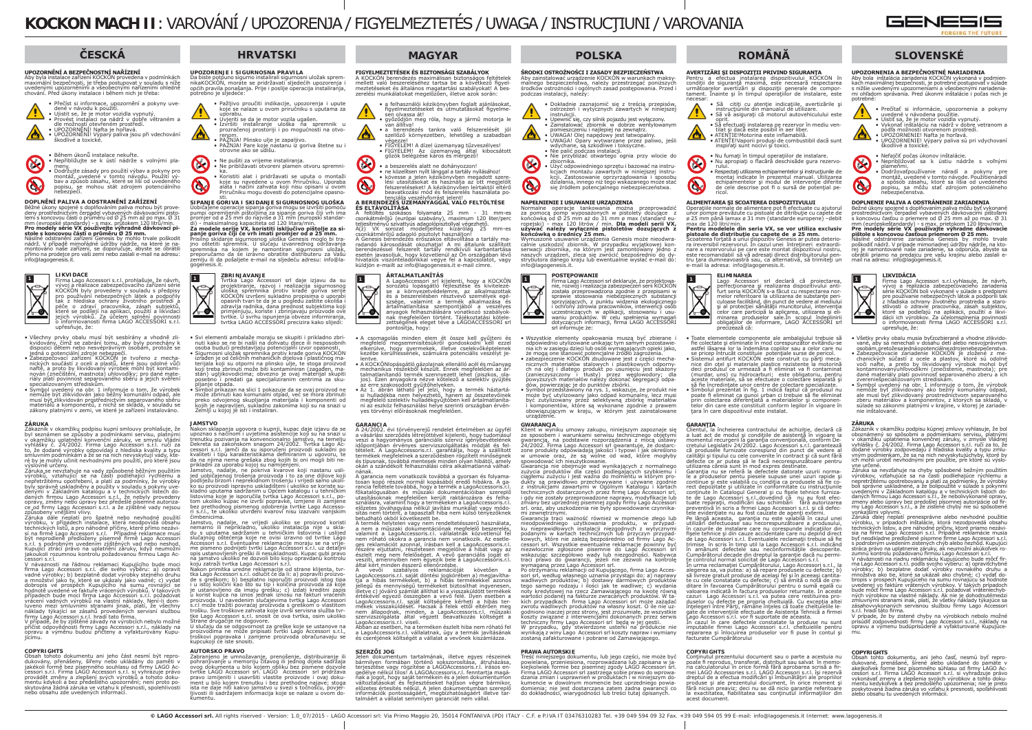# KOCKON MACH II : VAROVÁNÍ / UPOZORENJA / FIGYELMEZTETÉS / UWAGA / INSTRUCŢIUNI / VAROVANIA

GENESIS
FORGING THE FUTURE

## ČESKÁ

### UPOZORNĚNÍ A BEZPEČNOSTNÍ NAŘÍZENÍ

Aby byla instalace zařízení KOCKON provedena v podmínkách maximální bezpečnosti, je třeba postupovat v souladu s níže uvedenými upozorněními a všeobecnými nařízeními ohledně chování. Před úkony instalace i během nich je třeba:

- Přečíst si informace, upozornění a pokyny uvedené v návodu k použití.
- Ujistit se, že je motor vozidla vypnutý.
- Provést instalaci na nádrž v dobře větraném a dle možnosti otevřeném prostředí.
- UPOZORNĚNÍ! Nafta je hořlavá.
- UPOZORNĚNÍ! Výpary paliva jsou při vdechování škodlivé a toxické.

- Během úkonů instalace nekuřte.
- Nepřibližujte se k ústí nádrže s volnými plameny.
- Dodržujte zásady pro použití výbavy a pokyny pro montáž, uvedené v tomto návodu. Použití výbavy a způsob zásahu, které se liší od uvedeného popisu, se mohou stát zdrojem potenciálního nebezpečí.

### DOPLNĚNÍ PALIVA A ODSTRANĚNÍ ZAŘÍZENÍ

Běžné úkony spojené s doplňováním paliva mohou být prováděny prostřednictvím čerpadel vybavených dávkovacími pistolemi s koncovou částí o průměru od Ø 25 mm až po max. Ø 31 mm (evropské standardy) - s max. průtokem 120 litrů/min. **Pro modely série VX používejte výhradně dávkovací pistole s koncovou částí o průměru Ø 25 mm.**
Násilné odstranění zařízení Genesis by mohlo trvale poškodit nádrž. V případě mimořádné údržby nádrže, na které je namontováno naše zařízení, se doporučuje, abyste se obrátili přímo na prodejce pro vaši zemi nebo zaslali e-mail na adresu: info@lagogenesis.it.

### LIKVIDACE

1

Firma Lago Accessori s.r.l. prohlašuje, že návrh, vývoj a realizace zabezpečovacího zařízení série KOCKON byly provedeny v souladu s předpisy pro používání nebezpečných látek a podporují tak z hlediska ochrany životního prostředí a péče o zdraví pracovníka, jiných subjektů, které se podílejí na aplikaci, použití a likvidaci výrobků. Za účelem splnění povinností o informovanosti firma LAGO Accessori s.r.l. upřesňuje, že:

- Všechny prvky obalu musí být sesbírány a vhodně zlikvidovány, čímž se zabrání tomu, aby byly ponechány k dispozici dětem nebo nesvéprávným osobám, protože se jedná o potenciální zdroje nebezpečí.
- Zabezpečovací zařízení KOCKON je tvořeno z mechanických součástí z oceli a plastu, které jsou odolné vůči naftě, a proto by likvidovaný výrobek mohl být kontaminován (znečištění, mastnota) uhlovodíky; pro dané materiály platí povinnost separovaného sběru a jejich svěření specializovaným střediskům.
- Symbol uvedený na obr. 1 informuje o tom, že výrobek nemůže být zlikvidován jako běžný komunální odpad, ale musí být zlikvidován prostřednictvím separovaného sběru materiálů a komponentů, z nichž se skládá, v souladu se zákony platnými v zemi, ve které je zařízení instalováno.

### ZÁRUKA

Zákazník v okamžiku podpisu kupní smlouvy prohlašuje, že byl seznámen se způsoby a podmínkami servisu, platnými v okamžiku uplatnění konvenční záruky, ve smyslu Vládní vyhlášky č. 24/2002. Firma Lago Accessori s.r.l. ručí za to, že dodané výrobky odpovídají z hlediska kvality a typu smluvním podmínkám a že se na nich nevyskytují vady, které by je mohly učinit nevhodnými pro použití, pro které jsou výslovně určeny.
Záruka se nevztahuje na vady způsobené běžným použitím výrobků, vztahující se na části podléhající rychlému a nepřetržitému opotřebení, a platí za podmínky, že výrobky byly správně uskladněny a použity v souladu s pokyny uvedenými v Základním katalogu a v technických listech dodaných firmou Lago Accessori s.r.l., že nebyly provedeny opravy, změny nebo úpravy bez předešlé písemné autorizace od firmy Lago Accessori s.r.l. a že zjištěné vady nejsou způsobeny vnějšími vlivy.
Záruka dále neplatí pro špatné nebo nevhodné použití výrobku, v případě instalace, která neodpovídá obsahu technických listů, a pro náhodné příčiny, které přímo nezávisí na firmě Lago Accessori s.r.l. Případné reklamace musí být neprodleně předloženy písemně firmě Lago Accessori s.r.l. s podrobným uvedením zjištěných vad nebo neshody. Kupující ztrácí právo na uplatnění záruky, když neumožní jakoukoli rozumnou kontrolu požadovanou firmou Lago Accessori s.r.l.
V návaznosti na řádnou reklamaci Kupujícího bude moci firma Lago Accessori s.r.l. dle svého výběru: a) opravit vadné výrobky; b) bezplatně dodat výrobky stejného druhu a množství jako ty, které se ukázaly jako vadné; c) vydat dobropis ve prospěch Kupujícího na sumu rovnající se hodnotě uvedené ve faktuře vrácených výrobků. V takových případech bude moci firma Lago Accessori s.r.l. požadovat vrácení vadných výrobků na vlastní náklady. Není-li domluveno mezi smluvními stranami jinak, platí, že všechny náklady týkající se zásahů provedených servisní službou firmy Lago Accessori s.r.l. hradí tato firma.
V případě, že by zjištěné závady na výrobcích nebylo možné přičíst odpovědnosti firmy Lago Accessori s.r.l., náklady na opravu a výměnu budou přičteny a vyfakturovány Kupujícímu.

### COPYRIGHTS

Obsah tohoto dokumentu ani jeho část nesmí být reprodukovány, přeneseny, šířeny nebo ukládány do paměti v jakékoli formě bez předchozího souhlasu od firmy LAGO Accessori s.r.l. Firma LAGO Accessori s.r.l. si vyhrazuje právo provádět změny a zlepšení svých výrobků a tohoto dokumentu kdykoli a bez předešlého upozornění; není proto poskytována žádná záruka ve vztahu k přesnosti, spolehlivosti nebo obsahu uvedených informací.

## HRVATSKI

### UPOZORENJE I SIGURNOSNA PRAVILA

Da biste potpuno sigurno instalirali sigurnosni uložak spremnika KOCKON, morate se pridržavati sljedećih upozorenja i općih pravila ponašanja. Prije i poslije operacija instaliranja, potrebno je sljedeće:

- Pažljivo proučiti indikacije, upozorenja i upute koje se nalaze u ovom priručniku s uputama za uporabu.
- Uvjeriti se da je motor vozila ugašen.
- Izvršiti instaliranje uloška na spremnik u prozračenom prostoru i po mogućnosti na otvorenom.
- PAŽNJA! Plinsko ulje je zapaljivo.
- PAŽNJA! Pare koje nastanu iz goriva štetne su i otrovne ako se udišu.

- Ne pušiti za vrijeme instaliranja.
- Ne približavati otvoreni plamen otvoru spremnika.
- Koristiti alat i pridržavati se uputa o montaži koje su navedene u ovom Priručniku. Uporaba alata i način zahvata koji nisu opisani u ovom Priručniku mogu dovesti do potencijalne opasnosti.

### SIPANJE GORIVA I SKIDANJE SIGURNOSNOG ULOŠKA

Uobičajene operacije sipanja goriva mogu se izvršiti pomoću pumpi opremljenih pištoljima za sipanje goriva čiji vrh ima promjer od ø 25 mm do najviše ø 31 mm (europski standardi) - maksimalnog kapaciteta od 120 litara/min.
**Za modele serije VX, koristiti isključivo pištolje sa završnim dijelom promjera ø 25 mm.**
Prisilno skidanje sigurnosnog uloška Genesis moglo bi trajno oštetiti spremnik. U slučaju izvanrednog održavanja spremnika na kojem je namontiran sigurnosni uložak, preporučamo da se izravno obratite distributeru za Vašu zemlju ili da pošaljete e-mail na sljedeću adresu: info@lagogenesis.it.

### ZBRINJAVANJE

1

Tvrtka Lago Accessori srl daje izjavu da su projektiranje, razvoj i realizacija sigurnosnog uloška spremnika serije KOCKON izvršeni sukladno propisima o uporabi opasnih tvari te da je u pogledu zaštite okoliša i zdravlja radnika, dana prednost subjektima koji primjenjuju, koriste i zbrinjavaju proizvode ove tvrtke. U svrhu ispunjenja obveze informiranja, tvrtka LAGO ACCESSORI precizira kako slijedi:

- Svi elementi ambalaže moraju se skupiti i prikladno zbrinuti kako se ne bi našli na dohvatu djece ili nesposobnih osoba budući predstavljaju potencijalni izvor opasnosti.
- Sigurnosni uložak spremnika KOCKON izrađen je od čeličnih mehaničkih dijelova i plastičnog materijala koji su otporni na plinsko ulje, te stoga proizvod koji treba zbrinuti može biti kontaminiran (zagađen, masnoća) ugljikovodicima; obvezno je ovaj materijal skupiti posebno i predati ga specijaliziranim centrima za skupljanje otpada.
- Simbol prikazan na slici 1 pokazuje da se ovaj proizvod ne može zbrinuti kao komunalni otpad, već se mora zbrinuti preko odvojenog skupljanja materijala i komponenti od kojih je napravljen, sukladno zakonima koji su na snazi u Zemlji u kojoj je isti i instaliran.

### JAMSTVO

Nakon sklapanja ugovora o kupnji, kupac daje izjavu da se upoznao s načinom i uvjetima asistencije koji su na snazi u trenutku pozivanja na konvencionalno jamstvo, na temelju Dekreta sa zakonskom snagom 24/2002. Tvrtka Lago Accessori s.r.l. jamči da su isporučeni proizvodi, u pogledu kvalitete i tipa sukladni karakteristikama definiranim u ugovoru, te da na njima nema grešaka zbog kojih bi oni mogli biti neprikladni za uporabu kojoj su namijenjeni.
Jamstvo, nadalje, ne pokriva kvarove koji nastanu uslijed uobičajenog trošenja proizvoda i to za one dijelove koji podliježu brzom i neprekidnom trošenju i vrijedi samo ukoliko su proizvodi ispravno uskladišteni i ukoliko se koriste sukladno uputama sadržanim u Općem katalogu i u tehničkim listovima koje je isporučila tvrtka Lago Accessori s.r.l., potom ukoliko kupac ne izvrši popravke, izmjene ili zamjene bez prethodnog pismenog odobrenja tvrtke Lago Accessori s.r.l., te ukoliko utvrđeni kvarovi nisu izazvani vanjskim čimbenicima.
Jamstvo, nadalje, ne vrijedi ukoliko se proizvod koristi nemarno ili neprikladno, ukoliko instalacija nije u skladu s uputama sadržanim u tehničkim listovima i uslijed slučajnog događaja koji ne ovisi izravno od tvrtke Lago Accessori s.r.l. Eventualne reklamacije moraju se na vrijeme pismeno podnijeti tvrtki Lago Accessori s.r.l. uz detaljni opis ustanovljenih grešaka ili nesukladnosti. Kupac gubi pravo na jamstvo ukoliko ne dozvoli bilo koju opravdanu kontrolu koju zatraži tvrtka Lago Accessori s.r.l.
Nakon primitka uredne reklamacije od strane klijenta, tvrtka Lago Accessori s.r.l. odlučit će da li: a) popraviti proizvode s greškom; b) besplatno isporučiti proizvod istog tipa i u istoj količini kao što su tip i količina proizvoda za koje je ustanovljeno da imaju grešku; c) izdati kreditni račun u korist klijenta na iznos jednak iznosu na fakturi vraćenih proizvoda. U navedenim slučajevima tvrtka Lago Accessori s.r.l. može tražiti povrat proizvoda s greškom o vlastitom trošku. Sve troškove zahvata koje izvrši servisna služba tvrtke Lago Accessori s.r.l. snosit će ova tvrtka, osim ukoliko Strane drugačije ne dogovore.
U slučaju da se odgovornost za greške koje se ustanove na proizvodima ne može pripisati tvrtki Lago Accessori s.r.l., troškovi popravka i zamjene proizvoda obračunavaju se kupcu i isti će ih snositi.

### AUTORSKO PRAVO

Zabranjeno je umnožavanje, prenošenje, distribuiranje ili pohranjivanje u memoriju čitavog ili jednog dijela sadržaja ovog dokumenta u bilo kojem obliku bez pismene dozvole tvrtke LAGO Accessori srl. LAGO Accessori srl zadržava pravo izmjeniti i usavršiti vlastite proizvode i ovaj dokument u bilo kojem trenutku i bez prethodne najave, stoga ista ne daje niti jedno jamstvo u svezi s točnošću, pouzdanošću ili sadržajem informacija koje se nalaze u ovom dokumentu.

## MAGYAR

### FIGYELMEZTETÉSEK ÉS BIZTONSÁGI SZABÁLYOK

A KOCKON berendezés maximálisan biztonságos feltételek mellett való beszerelésének tartsa be a következő figyelmeztetéseket és általános magatartási szabályokat! A beszerelési munkálatok megkezdése előtt, illetve azok során:

- a felhasználói kézikönyvben foglalt ajánlásokat, figyelmeztetéseket és útmutatásokat figyelmesen olvassa el;
- győződjön meg róla, hogy a jármű motorja le van állítva!
- a berendezés tankra való felszerelését jól szellőző környezetben, lehetőleg a szabadban végezze!
- FIGYELEM! A dízel üzemanyag tűzveszélyes!
- FIGYELEM! Az üzemanyag által kibocsátott gőzök belégzése káros és mérgező!

- a beszerelés alatt ne dohányozzon!
- ne közelítsen nyílt lánggal a tartály nyílásához!
- kövesse a jelen kézikönyvben megadott szerelési utasításokat és használja az ott megjelölt felszereléseket! A kézikönyvben leírtaktól eltérő beavatkozási mód és felszerelés használata potenciális veszélyforrást jelent!

### A BERENDEZÉS ÜZEMANYAGGAL VALÓ FELTÖLTÉSE ÉS ELTÁVOLÍTÁSA

A feltöltés szokásos folyamata 25 mm - 31 mm-es csonkátmérőjű (európai szabvány), maximum 120 liter/perc teljesítményű szivattyús adagolópisztollyal végezhető.
A(z) VX sorozat modelljeinél kizárólag 25 mm-es csonkátmérőjű adagoló pisztolyt használjon!
A Genesis berendezés erőszakos eltávolítása a tartály maradandó károsodását okozhatja! A mi általunk szállított berendezéssel felszerelt tartály rendkívüli karbantartása esetén javasoljuk, hogy közvetlenül az Ön országában lévő hivatalos viszonteladóhoz vegye fel a kapcsolatot, vagy küldjön e-mailt az info@lagogenesis.it e-mail címre.

### ÁRTALMATLANÍTÁS

1

A LagoAccessori srl kijelenti, hogy a KOCKÓN sorozatú lopásgátló fejlesztése és kivitelezése a veszélyes anyagok felhasználására vonatkozó szabályoknak megfelelően, a környezetvédelem, az alkalmazottak és a beszerelésben résztvevő személyek egészsége, valamint a termék alkalmazása és ártalmatlanítása szempontjából a vonatkozó előírásoknak megfelelően történt. Tájékoztatási kötelezettségének eleget téve a LAGOACCESSORI srl pontosítja, hogy:

- A csomagolás minden elemét össze kell gyűjteni és megfelelő megsemmisítésükről gondoskodni kell ezzel elkerülve, hogy gyermekek, illetve cselekvőképtelenek kezébe kerülhessenek, számukra potenciális veszélyt jelentve.
- A KOCKÓNlopásgátló gázolajnak ellenálló acél és műanyag mechanikus részekből készült. Ennek megfelelően az ártalmatlanítandó termék szennyezett lehet (piszkos, olajos). Ezen anyagokra nézve kötelező a szelektív gyűjtés az erre szakosodott gyűjtőhelyeken.
- Az 1. ábrán látható jel jelzi, hogy a termék háztartási hulladékként nem helyezhető el, hanem az összetevőinek megfelelő szelektív hulladékgyűjtőben kell ártalmatlanítani az eszköz felhasználási helye szerinti országban érvényes törvényi előírásoknak megfelelően.

### GARANCIA

A 24/2002. évi törvényerejű rendelet értelmében az ügyfél a vásárlási szerződés létrejöttével kijelenti, hogy tudomással bír a hagyományos garancia szerinti igényérvényesítésének időpontjában érvényes szervizszolgáltatás módjait és feltételeit. A LagoAccessori s.r.l. garantálja, hogy a szállított termékek megfelelnek a szerződésben rögzített minőségnek és típusnak, továbbá mentesek minden olyan hibától, amely okán a szándékolt felhasználási célra alkalmatlanná válhatnának.
A garancia nem vonatkozik továbbá a gyorsan és folyamatosan kopó részek normál kopásából eredő hibákra. A garancia feltétele továbbá, hogy a termék a LagoAccessori s.r.l. főkatalógusában és műszaki dokumentációiban szereplő utasításoknak megfelelően kerüljön tárolásra és felhasználásra, valamint hogy a termékeken a LagoAccessori s.r.l. előzetes írásbeli engedélye nélkül javítás, módosítás vagy csere nem történt, illetve a felmerült hibák nem külső tényezőknek betudható okból következnek be.
A termék helytelen vagy nem rendeltetésszerű használata, a műszaki dokumentációnak meg nem felelő beszerelés, valamint a LagoAccessori s.r.l. vállalatnak közvetlenül fel nem róható okokra a garancia nem vonatkozik. Az esetleges reklamációt azonnal, írásban kell a LagoAccessori s.r.l. részére eljuttatni, részletesen megjelölve a hibát vagy az észlelt meg nem felelőséget. A vevő garanciális jogát elveszíti, amennyiben nem egyezik bele a LagoAccessori s.r.l. által kért minden ésszerű ellenőrzésbe.
A vevő szabályos reklamációját követően a LagoAccessori s.r.l. saját döntési jogkörében a) megjavíttatja a hibás terméket, b) a hibás termékekkel azonos jellegű és mennyiségű termékeket biztosíthat ingyenesen, illetve c) jóváíró számlát állíthat ki a visszaküldött termékek értékével egyező összegben a vevő felé. Ezen esetben a LagoAccessori s.r.l. saját költségére kérheti a hibás termékek visszaküldését. Hacsak a felek ettől eltérően meg nem állapodnak, minden, a LagoAccessori s.r.l. ügyfélszolgálata által végzett beavatkozás költségét a LagoAccessori s.r.l. viseli.
Abban az esetben, ha a termékben észlelt hiba nem róható fel a LagoAccessori s.r.l. vállalatnak, úgy a termék javításának és cseréjének költségét a vállalat a vevőnek kiszámlázza.

### SZERZŐI JOG

Jelen dokumentum tartalmának, illetve egyes részeinek bármilyen formában történő sokszorosítása, átruházása, terjesztése vagy rögzítése a LAGOAccessori s.r.l. írásos engedélye nélkül tilos! A LAGOAccessori s.r.l. fenntartja magának a jogot, hogy saját termékein és a jelen dokumentumon változtatásokat és fejlesztéseket hajtson végre bármikor, előzetes értesítés nélkül. A jelen dokumentumban szereplő információk pontosságáért, megbízhatóságáért illetve tartalmáért e vállalat semmilyen garanciát nem vállal.

## POLSKA

### ŚRODKI OSTROŻNOŚCI I ZASADY BEZPIECZEŃSTWA

Aby zainstalować urządzenie KOCKON w warunkach maksymalnego bezpieczeństwa, należy przestrzegać poniższych środków ostrożności i ogólnych zasad postępowania. Przed i podczas instalacji, należy:

- Dokładnie zaznajomić się z treścią przepisów, ostrzeżeń i wytycznych zawartych w niniejszej instrukcji.
- Upewnić się, czy silnik pojazdu jest wyłączony.
- Zainstalować zbiornik w dobrze wentylowanym pomieszczeniu i najlepiej na zewnątrz.
- UWAGA! Olej napędowy jest łatwopalny.
- UWAGA! Opary wytwarzane przez paliwo, jeśli wdychane, są szkodliwe i toksyczne.

- Nie palić podczas instalacji.
- Nie przybliżać otwartego ognia przy wlocie do zbiornika.
- Użyć odpowiedniego sprzętu i bazować na instrukcjach montażu zawartych w niniejszej instrukcji. Zastosowanie oprzyrządowania i sposobu działania, innego niż tego wskazanego może stać się źródłem potencjalnego niebezpieczeństwa.

### NAPEŁNIENIE I USUWANIE URZĄDZENIA

Normalne operacje tankowania można przeprowadzić za pomocą pomp wyposażonych w pistolety dozujące z końcówką od Ø 25 mm aż do 31 mm x max (standard europejski) - max 120 litrów / min. **Dla modeli serii VX, używać należy wyłącznie pistoletów dozujących z końcówką o średnicy 25 mm.**
Wymuszone usuwanie urządzenia Genesis może nieodwracalnie uszkodzić zbiornik. W przypadku wyjątkowej konserwacji zbiornika, na którym jest zamontowane jedno z naszych urządzeń, zaleca się zwrócić bezpośrednio do dystrybutora danego kraju lub ewentualnie wysłać e-mail do: info@lagogenesis.it.

### POSTĘPOWANIE

1

Firma Lago Accessori srl deklaruje, że projektowanie, rozwój i realizacja zabezpieczeń serii KOCKON zostały przeprowadzone zgodnie z przepisami w sprawie stosowania niebezpiecznych substancji sprzyjających, z punktu widzenia ekologicznego i ochrony zdrowia pracowników, interwencji osób uczestniczących w aplikacji, stosowaniu i usuwaniu produktów. W celu spełnienia wymagań dotyczących informacji, firma LAGO Accessori srl informuje że:

- Wszystkie elementy opakowania muszą być zbierane i odpowiednio utylizowane unikając tym samym pozostawienia ich w zasięgu dzieci lub osób wymagających opieki, gdyż są one potencjalnym źródłem zagrożenia.
- zabezpieczenie KOCKON zbudowane jest z części mechanicznych materiałów stalowych i plastikowych odpornych na olej i dlatego produkt po usunięciu jest skażony (zanieczyszczony i tłusty) przez węglowodory; dla powyższych materiałów należy dokonać segregacji odpadów, powierzając je do punktów zbiórki.
- Symbol przedstawiony na rys. 1, wskazuje, że produkt nie może być utylizowany jako odpad komunalny, lecz musi być zutylizowany przez selektywną zbiórkę materiałów i komponentów, które są wykonane zgodnie z prawem obowiązującym w kraju, w którym jest zainstalowane urządzenie.

### GARANCJA

Klient w wyniku umowy zakupu, niniejszym zapoznaje się ze sposobem i warunkami serwisu technicznego objętymi gwarancją, na podstawie rozporządzenia z mocą ustawy 24/2002. Firma Lago Accessori srl gwarantuje, że dostarczone produkty odpowiadają jakości i typowi i jak określono w umowie oraz, że są wolne od wad, które mogłyby spowodować ich nieużytkowanie.
Gwarancja nie obejmuje wad wynikających z normalnego zużycia produktów dla części podlegających szybkiemu i ciągłemu zużyciu i jest ważna do momentu w którym produkty są prawidłowo przechowywane i używane zgodnie z instrukcjami zawartymi w Ogólnym Katalogu i kartach technicznych dostarczonych przez firmę Lago Accessori srl, i gdy nie zostały przeprowadzone naprawy, modyfikacje lub zmiany bez uprzedniej pisemnej zgody firmy Lago Accessori srl, oraz, aby uszkodzenia nie były spowodowane czynnikami zewnętrznymi.
Gwarancja traci ważność również w momencie złego lub nieodpowiedniego użytkowania produktu, w przypadku nieprawidłowych instalacji niezgodnych z wytycznymi podanymi w kartach technicznych lub przyczyn przypadkowych, które nie zależą bezpośrednio od firmy Lago Accessori srl. Wszystkie ewentualne reklamacje powinny być niezwłocznie zgłoszone pisemnie do Lago Accessori srl wskazując szczegółowo wady lub niezgodności. Nabywca traci prawo do gwarancji, jeżeli nie zezwoli na kontrolę wymaganą przez Lago Accessori srl.
Po otrzymaniu reklamacji od Kupującego, firma Lago Accessori srl, według własnego uznania przystąpi do: a) naprawy wadliwych produktów; b) dostawy darmowych produktów tego samego rodzaju i ilości jak te wadliwe; c) wydania noty kredytowej na rzecz Zamawiającego na kwotę równą wartości podanej na fakturze zwracanych produktów. W takich przypadkach firma Lago Accessori srl może zażądać zwrotu wadliwych produktów na własny koszt. O ile nie uzgodniono inaczej przez strony, jest zrozumiałe, że wszystkie koszty związane z interwencjami dokonanymi przez serwis techniczny firmy Lago Accessori srl będą przez nią pokryte.
W przypadku, gdy stwierdzone usterki na produkcie nie wynikają z winy Lago Accessori srl koszty naprawy i wymiany zostaną zafakturowane i pobrane od Zamawiającego.

### PRAWA AUTORSKIE

Treść niniejszego dokumentu, lub jego części, nie może być powielana, przenoszona, rozpowszechniana lub zapisana w jakiejkolwiek formie bez pisemnej zgody Lago Accessori srl. Firma LAGO Accessori srl zastrzega sobie prawo do wprowadzania zmian i usprawnień w produktach i w niniejszym dokumencie w dowolnym momencie bez uprzedniego powiadomienia; nie jest dostarczana zatem żadna gwarancja co do dokładności, wiarygodności lub treści tutaj opisanych.

## ROMÂNĂ

### AVERTIZĂRI ŞI DISPOZIŢII PRIVIND SIGURANŢA

Pentru a efectua instalarea dispozitivului KOCKON în condiţii de siguranţă maximă, este necesară respectarea următoarelor avertizări şi dispoziţii generale de comportament. Înainte şi în timpul operaţiilor de instalare, este necesar:

- Să citiţi cu atenţie indicaţiile, avertizările şi instrucţiunile din manualul de utilizare.
- Să vă asiguraţi că motorul autovehiculului este oprit.
- Să efectuaţi instalarea pe rezervor în mediu ventilat şi dacă este posibil în aer liber.
- ATENŢIE!Motorina este inflamabilă.
- ATENŢIE!Vaporii produşi de combustibil dacă sunt inspiraţi sunt nocivi şi toxici.

- Nu fumaţi în timpul operaţiilor de instalare.
- Nu apropiaţi o flacără deschisă de gura rezervorului.
- Respectaţi utilizarea echipamentelor şi instrucţiunile de montaj indicate în prezentul manual. Utilizarea echipamentelor şi modul de intervenţie diferite de cele descrise pot fi o sursă de potenţial pericol.

### ALIMENTAREA ŞI SCOATEREA DISPOZITIVULUI

Operaţiile normale de alimentare pot fi efectuate cu ajutorul unor pompe prevăzute cu pistoale de distribuţie cu capete de ø 25 mm până la max ø 31 mm (standarde europene) - debit max de 120 litri/min.
**Pentru modelele din seria VX, se vor utiliza exclusiv pistoale de distribuţie cu capete de ø 25 mm.**
Scoaterea forţată a unui dispozitiv Genesis ar putea deteriora ireversibil rezervorul. În cazul unei întreţineri extraordinare a rezervorului pe care este montat dispozitivul nostru, este recomandabil să vă adresaţi direct distribuitorului pentru ţara dumneavoastră sau, ca alternativă, să trimiteţi un e-mail la adresa: info@lagogenesis.it.

### ELIMINAREA

1

Lago Accessori srl declară că proiectarea, perfecţionarea şi realizarea dispozitivelor antifurt seria KOCKON s-a făcut cu respectarea normelor referitoare la utilizarea de substanţe periculoase facilitând, din punct de vedere al mediului şi al protecţiei sănătăţii muncitorului, intervenţia celor care participă la aplicarea, utilizarea şi eliminarea produselor sale. În scopul îndeplinirii obligaţiilor de informare, LAGO ACCESSORI srl precizează că:

- Toate elementele componente ale ambalajului trebuie să fie colectate şi eliminate în mod corespunzător evitându-se astfel lăsarea lor la îndemâna copiilor sau a celor care nu se pot apăra fiind aceste ambalaje potenţiale surse de pericol.
- Sistemul antifurt KOCKON este construit cu părţi mecanice din oţel şi materiale plastice rezistente la motorină deci produsul ce urmează a fi eliminat va fi contaminat (murdar, uns) cu hidrocarburi; este obligatoriu, pentru aceste materiale, să se efectueze o colectare separată şi să fie încredinţate unor centre de colectare specializate.
- Simbolul prezentat în fig. 1 indică faptul că produsul nu poate fi eliminat ca gunoi urban ci trebuie să fie eliminat prin colectarea diferenţiată a materialelor şi componentelor din care este constituit conform legilor în vigoare în ţara în care dispozitivul este instalat.

### GARANŢIA

Clientul, la încheierea contractului de achiziţie, declară că a luat act de modul şi condiţiile de asistenţă în vigoare la momentul recurgerii la garanţia convenţională, conform Decretului Legislativ 24/2002. Lago Accessori s.r.l. garantează că produsele furnizate corespund din punct de vedere al calităţii şi tipului cu cele convenite în contract şi că sunt fără defecte ce le pot face necorespunzătoare pentru utilizarea căreia sunt în mod expres destinate.
Garanţia nu se referă la defectele datorate uzurii normale a produselor pentru piesele supuse unei uzuri rapide şi continue şi este valabilă cu condiţia ca produsele să fie corect depozitate şi utilizate în conformitate cu instrucţiunile conţinute în Catalogul General şi cu fişele tehnice furnizate de Lago Accessori s.r.l.,dovedind că nu au fost efectuate reparaţii, modificări sau schimbări fără autorizarea prealabilă în scris a firmei Lago Accessori s.r.l. şi că defectele evidenţiate nu au fost cauzate de agenţi externi.
Pe lângă aceasta, garanţia nu este valabilă în cazul unei utilizări defectuoase sau necorespunzătoare a produsului, în cazurile de instalare care nu corespunde indicaţiilor din fişele tehnice şi din cauze accidentale care nu depind direct de Lago Accessori s.r.l. Eventualele reclamaţii trebuie să fie trimise, în scris în timp util la Lago Accessori s.r.l. indicând în amănunt defectele sau neconformităţile descoperite. Cumpărătorul decade din dreptul la garanţie dacă nu permite controlul normal solicitat de Lago Accessori s.r.l.
În urma reclamaţiei Cumpărătorului, Lago Accessori s.r.l., la alegerea sa, va putea: a) să repare produsele cu defecte; b) să livreze gratuit produse de acelaşi fel şi în aceeaşi cantitate cu cele constatate cu defecte; c) să emită o notă de creditare în favoarea Cumpărătorului pentru o sumă egală cu valoarea indicată în factura produselor returnate. În aceste cazuri Lago Accessori s.r.l. va putea cere restituirea produselor cu defecte pe cheltuiala sa. Cu excepţia altei înţelegeri între Părţi, rămâne înţeles că toate cheltuielile legate de intervenţiile efectuate de Asistenţa Tehnică a firmei Lago Accessori s.r.l. vor fi suportate de aceasta.
În cazul în care defectele constatate la produse nu sunt imputabile firmei Lago Accessori s.r.l. cheltuielile pentru reparare şi înlocuirea produselor vor fi puse în contul şi facturate Cumpărătorului.

### COPYRIGHTS

Conţinutul prezentului document sau o parte a acestuia nu poate fi reprodus, transferat, distribuit sau salvat în memoria calculatorului în orice formă fără aprobarea scrisă a firmei LAGO Accessories s.r.l. LAGO Accessori s.r.l. îşi rezervă dreptul de a efectua modificări şi îmbunătăţiri ale propriilor produse şi ale prezentului document în orice moment fără niciun preaviz; deci nu se dă nicio garanţie referitoare la exactitatea, fiabilitatea sau conţinutul informaţiilor din acest document.

## SLOVENSKÉ

### UPOZORNENIA A BEZPEČNOSTNÉ NARIADENIA

Aby bola inštalácia zariadenia KOCKON vykonaná v podmienkach maximálnej bezpečnosti, je potrebné postupovať v súlade s nižšie uvedenými upozorneniami a všeobecnými nariadeniami ohľadom správania. Pred úkonmi inštalácie i počas nich je potrebné:

- Prečítať si informácie, upozornenia a pokyny uvedené v návode na použitie.
- Uistiť sa, že je motor vozidla vypnutý.
- Vykonať inštaláciu na nádrž v dobre vetranom a podľa možností otvorenom prostredí.
- UPOZORNENIE! Nafta je horľavá.
- UPOZORNENIE! Výpary paliva sú pri vdychovaní škodlivé a toxické.

- Nefajčiť počas úkonov inštalácie.
- Nepribližovať sa k ústiu nádrže s voľnými plameňmi.
- Dodržovať používanie náradí a pokyny pre montáž, uvedené v tomto návode. Použité náradí a spôsob zásahu, ktoré sa líšia od uvedeného popisu, sa môžu stať zdrojom potenciálneho nebezpečenstva.

### DOPLNENIE PALIVA A ODSTRÁNENIE ZARIADENIA

Bežné úkony spojené s doplňovaním paliva môžu byť vykonané prostredníctvom čerpadiel vybavených dávkovacími pištoľami s koncovou časťou o priemere od Ø 25 mm až po max. Ø 31 mm (európske štandardy) - s max. prietokom 120 litrov/min. **Pre modely série VX používajte výhradne dávkovacie pištole s koncovou časťou priemeru Ø 25 mm.**
Násilné odstránenie zariadenia Genesis by mohlo trvalo poškodiť nádrž. V prípade mimoriadnej údržby nádrže, na ktorej je namontované naše zariadenie, sa odporúča, aby ste sa obrátili priamo na predajcu pre vašu krajinu alebo zaslali e-mail na adresu: info@lagogenesis.it.

### LIKVIDÁCIA

1

Firma Lago Accessori s.r.l.vyhlasuje, že návrh, vývoj a realizácia zabezpečovacieho zariadenia série KOCKON boli vykonané v súlade s predpismi pre používanie nebezpečných látok a podporili tak z hľadiska ochrany životného prostredia a starostlivosti o zdravie pracovníka, iných subjektov, ktoré sa podieľajú na aplikácii, použití a likvidácii výrobkov. Za účelom splnenia povinností o informovanosti firma LAGO Accessori s.r.l. upresňuje, že:

- Všetky prvky obalu musia byť zozbierané a vhodne zlikvidované, aby sa nenechali k dosahu detí alebo nesvojprávnym osobám, pretože sa jedná o potenciálne zdroje nebezpečenstva.
- Zabezpečovacie zariadenie KOCKON je zložené z mechanických súčastí z ocele a plastov, ktoré sú odolné voči nafte, a preto by likvidovaný výrobok mohol byť kontaminovaný uhľovodíkmi (znečistenie, mastnota); pre dané materiály platí povinnosť separovaného zberu a ich zverenie špecializovaným strediskám.
- Symbol uvedený na obr. 1 informuje o tom, že výrobok nemôže byť zlikvidovaný ako bežný komunálny odpad, ale musí byť zlikvidovaný prostredníctvom separovaného zberu materiálov a komponentov, z ktorých sa skladá, v súlade so zákonmi platnými v krajine, v ktorej je zariadenie inštalované.

### ZÁRUKA

Zákazník v okamihu podpisu kúpnej zmluvy prehlasuje, že bol oboznámený so spôsobmi a podmienkami servisu, platnými v okamihu uplatnenia konvenčnej záruky, v zmysle Vládneho výnosu č. 24/2002. Firma Lago Accessori s.r.l. ručí za to, že dodané výrobky zodpovedajú z hľadiska kvality a typu zmluvným podmienkam, a že sa na nich nevyskytujú chyby, ktoré by ich mohli urobiť nevhodnými pre použitie, pre ktoré sú výslovne určené.
Záruka sa nevzťahuje na chyby spôsobené bežným použitím výrobkov, vzťahujúce sa na časti podliehajúce rýchlemu a nepretržitému opotrebovaniu a platí za podmienky, že výrobky boli správne uskladnené, a že boli použité v súlade s pokynmi uvedenými v Základnom katalógu a v technických listoch dodaných firmou Lago Accessori s.r.l., že neboli vykonané opravy, zmeny alebo úpravy bez predošlej písomnej autorizácie od firmy Lago Accessori s.r.l., a že zistené chyby nie sú spôsobené vonkajšími vplyvmi.
Záruka ďalej neplatí pre nesprávne alebo nevhodné použitie výrobku, v prípade inštalácie, ktorá nezodpovedá obsahu technických listov, a pre náhodné príčiny, ktoré priamo nezávisia na firme Lago Accessori s.r.l. Prípadné reklamácie musia byť neodkladne predložené písomne firme Lago Accessori s.r.l. s podrobným uvedením zistených chýb alebo nezhody. Kupujúci stráca právo na uplatnenie záruky, ak neumožní akúkoľvek rozumnú kontrolu požadovanú firmou Lago Accessori s.r.l.
V nadväznosti na riadnu reklamáciu Kupujúceho bude môcť firma Lago Accessori s.r.l. podľa svojho výberu: a) opraviť chybné výrobky; b) bezplatne dodať výrobky rovnakého druhu a množstva ako tie, ktoré sa ukázali ako chybné; c) vydať dobropis v prospech Kupujúceho na sumu rovnajúcu sa hodnote uvedenej vo faktúre vrátených výrobkov. V takých prípadoch bude môcť firma Lago Accessori s.r.l. požadovať vrátenie chybných výrobkov na vlastné náklady. Ak nie je dohodnuté medzi zmluvnými stranami inak, platí, že všetky náklady týkajúce sa zásahov prevedených servisnou službou firmy Lago Accessori s.r.l. hradí táto firma.
V prípade, že by zistené chyby na výrobkoch nebolo možné prisúdiť zodpovednosti firmy Lago Accessori s.r.l., náklady na opravu a výmenu budú prisúdené a vyfakturované Kupujúcemu.

### COPYRIGHTS

Obsah tohto dokumentu, ani jeho časť nesmú byť reprodukované, prenesené, šírené alebo uložené do pamäte v akejkoľvek forme bez písomného súhlasu od firmy LAGO Accessori s.r.l. Firma LAGO Accessori s.r.l. si vyhradzuje právo vykonávať zmeny a zlepšenia svojich výrobkov a tohto dokumentu kedykoľvek a bez predošlého upozornenia; nie je preto poskytovaná žiadna záruka vo vzťahu k presnosti, spoľahlivosti alebo obsahu uvedených informácií.